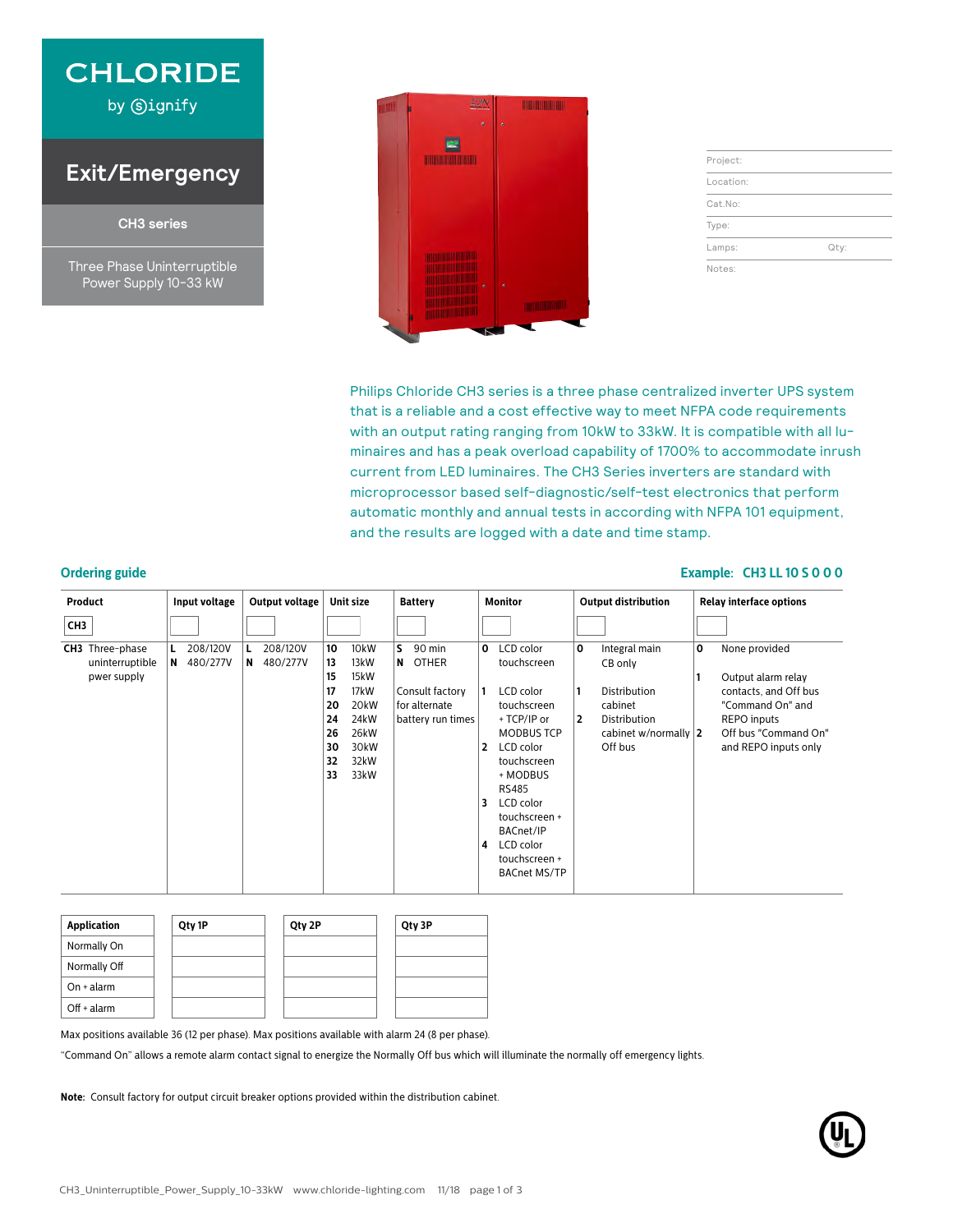CHLORIDE
by Signify

# Exit/Emergency

## CH3 series

Three Phase Uninterruptible Power Supply 10-33 kW

| | |
|---|---|
| Project: | |
| Location: | |
| Cat.No: | |
| Type: | |
| Lamps: | Qty: |
| Notes: | |

Philips Chloride CH3 series is a three phase centralized inverter UPS system that is a reliable and a cost effective way to meet NFPA code requirements with an output rating ranging from 10kW to 33kW. It is compatible with all luminaires and has a peak overload capability of 1700% to accommodate inrush current from LED luminaires. The CH3 Series inverters are standard with microprocessor based self-diagnostic/self-test electronics that perform automatic monthly and annual tests in according with NFPA 101 equipment, and the results are logged with a date and time stamp.

## Ordering guide

**Example: CH3 LL 10 S 0 0 0**

| Product | Input voltage | Output voltage | Unit size | Battery | Monitor | Output distribution | Relay interface options |
|---|---|---|---|---|---|---|---|
| CH3 | | | | | | | |
| **CH3** Three-phase uninterruptible pwer supply | **L** 208/120V<br>**N** 480/277V | **L** 208/120V<br>**N** 480/277V | **10** 10kW<br>**13** 13kW<br>**15** 15kW<br>**17** 17kW<br>**20** 20kW<br>**24** 24kW<br>**26** 26kW<br>**30** 30kW<br>**32** 32kW<br>**33** 33kW | **S** 90 min<br>**N** OTHER<br><br>Consult factory for alternate battery run times | **0** LCD color touchscreen<br>**1** LCD color touchscreen + TCP/IP or MODBUS TCP<br>**2** LCD color touchscreen + MODBUS RS485<br>**3** LCD color touchscreen + BACnet/IP<br>**4** LCD color touchscreen + BACnet MS/TP | **0** Integral main CB only<br>**1** Distribution cabinet<br>**2** Distribution cabinet w/normally Off bus | **0** None provided<br>**1** Output alarm relay contacts, and Off bus "Command On" and REPO inputs<br>**2** Off bus "Command On" and REPO inputs only |

| Application | Qty 1P | Qty 2P | Qty 3P |
|---|---|---|---|
| Normally On | | | |
| Normally Off | | | |
| On + alarm | | | |
| Off + alarm | | | |

Max positions available 36 (12 per phase). Max positions available with alarm 24 (8 per phase).

"Command On" allows a remote alarm contact signal to energize the Normally Off bus which will illuminate the normally off emergency lights.

**Note:** Consult factory for output circuit breaker options provided within the distribution cabinet.

CH3_Uninterruptible_Power_Supply_10-33kW www.chloride-lighting.com 11/18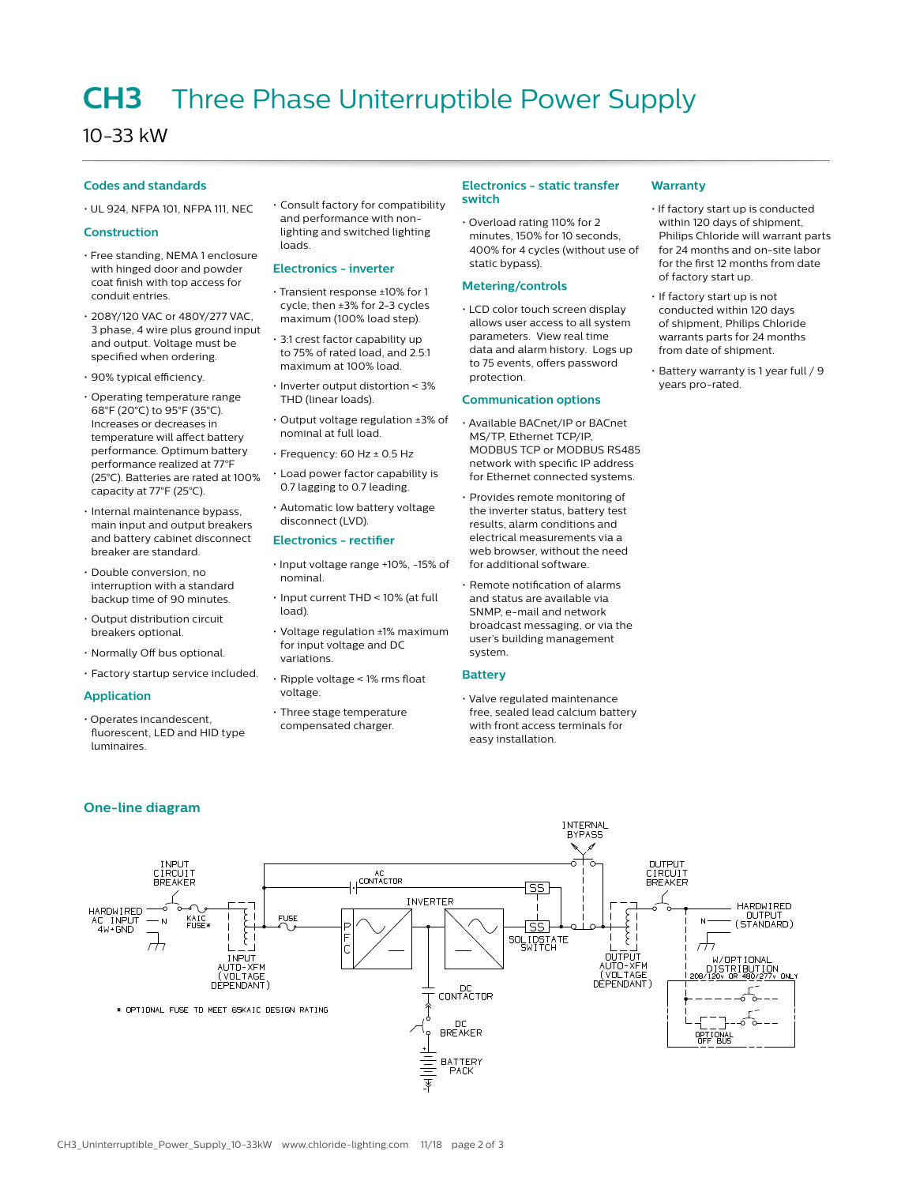# CH3 Three Phase Uniterruptible Power Supply

10-33 kW

## Codes and standards

- UL 924, NFPA 101, NFPA 111, NEC

## Construction

- Free standing, NEMA 1 enclosure with hinged door and powder coat finish with top access for conduit entries.
- 208Y/120 VAC or 480Y/277 VAC, 3 phase, 4 wire plus ground input and output. Voltage must be specified when ordering.
- 90% typical efficiency.
- Operating temperature range 68°F (20°C) to 95°F (35°C). Increases or decreases in temperature will affect battery performance. Optimum battery performance realized at 77°F (25°C). Batteries are rated at 100% capacity at 77°F (25°C).
- Internal maintenance bypass, main input and output breakers and battery cabinet disconnect breaker are standard.
- Double conversion, no interruption with a standard backup time of 90 minutes.
- Output distribution circuit breakers optional.
- Normally Off bus optional.
- Factory startup service included.

## Application

- Operates incandescent, fluorescent, LED and HID type luminaires.
- Consult factory for compatibility and performance with non-lighting and switched lighting loads.

## Electronics - inverter

- Transient response ±10% for 1 cycle, then ±3% for 2-3 cycles maximum (100% load step).
- 3:1 crest factor capability up to 75% of rated load, and 2.5:1 maximum at 100% load.
- Inverter output distortion < 3% THD (linear loads).
- Output voltage regulation ±3% of nominal at full load.
- Frequency: 60 Hz ± 0.5 Hz
- Load power factor capability is 0.7 lagging to 0.7 leading.
- Automatic low battery voltage disconnect (LVD).

## Electronics - rectifier

- Input voltage range +10%, -15% of nominal.
- Input current THD < 10% (at full load).
- Voltage regulation ±1% maximum for input voltage and DC variations.
- Ripple voltage < 1% rms float voltage.
- Three stage temperature compensated charger.

## Electronics - static transfer switch

- Overload rating 110% for 2 minutes, 150% for 10 seconds, 400% for 4 cycles (without use of static bypass).

## Metering/controls

- LCD color touch screen display allows user access to all system parameters. View real time data and alarm history. Logs up to 75 events, offers password protection.

## Communication options

- Available BACnet/IP or BACnet MS/TP, Ethernet TCP/IP, MODBUS TCP or MODBUS RS485 network with specific IP address for Ethernet connected systems.
- Provides remote monitoring of the inverter status, battery test results, alarm conditions and electrical measurements via a web browser, without the need for additional software.
- Remote notification of alarms and status are available via SNMP, e-mail and network broadcast messaging, or via the user's building management system.

## Battery

- Valve regulated maintenance free, sealed lead calcium battery with front access terminals for easy installation.

## Warranty

- If factory start up is conducted within 120 days of shipment, Philips Chloride will warrant parts for 24 months and on-site labor for the first 12 months from date of factory start up.
- If factory start up is not conducted within 120 days of shipment, Philips Chloride warrants parts for 24 months from date of shipment.
- Battery warranty is 1 year full / 9 years pro-rated.

## One-line diagram

INPUT CIRCUIT BREAKER · HARDWIRED AC INPUT 4W+GND · N · KAIC FUSE* · INPUT AUTO-XFM (VOLTAGE DEPENDANT) · FUSE · AC CONTACTOR · INVERTER · PFC · SS · SOLIDSTATE SWITCH · INTERNAL BYPASS · OUTPUT AUTO-XFM (VOLTAGE DEPENDANT) · OUTPUT CIRCUIT BREAKER · HARDWIRED OUTPUT (STANDARD) · N · W/OPTIONAL DISTRIBUTION 208/120v OR 480/277v ONLY · OPTIONAL OFF BUS · DC CONTACTOR · DC BREAKER · BATTERY PACK

* OPTIONAL FUSE TO MEET 65KAIC DESIGN RATING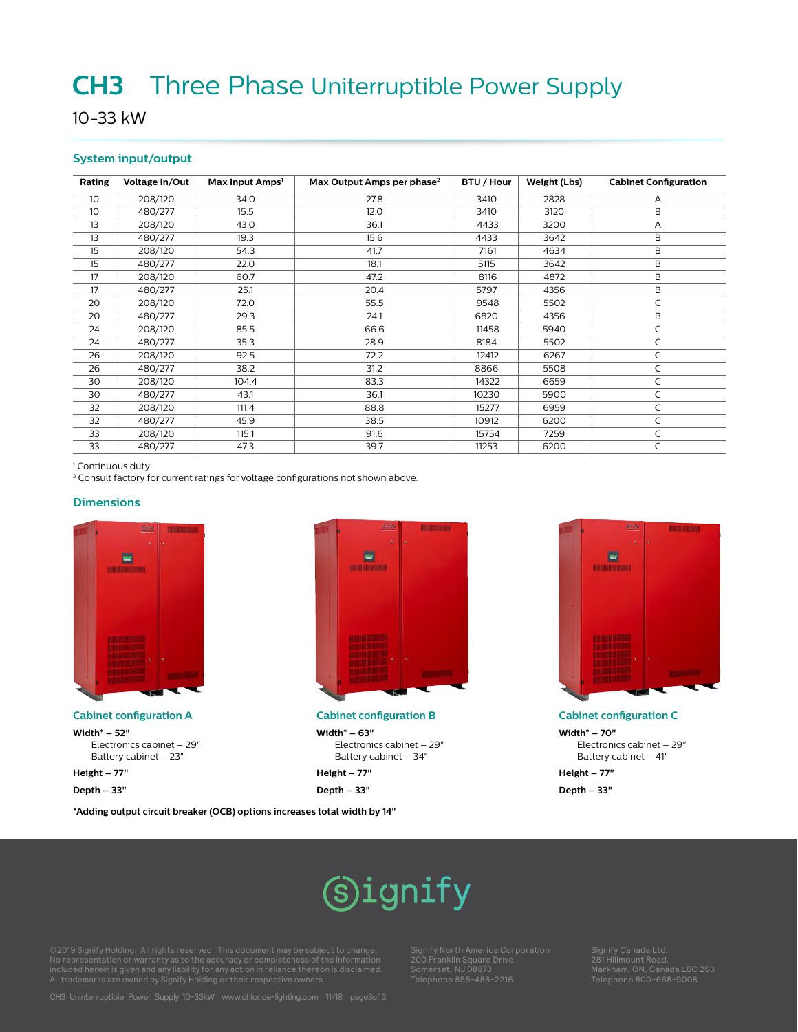# CH3 Three Phase Uniterruptible Power Supply

10-33 kW

## System input/output

| Rating | Voltage In/Out | Max Input Amps[1] | Max Output Amps per phase[2] | BTU / Hour | Weight (Lbs) | Cabinet Configuration |
|---|---|---|---|---|---|---|
| 10 | 208/120 | 34.0 | 27.8 | 3410 | 2828 | A |
| 10 | 480/277 | 15.5 | 12.0 | 3410 | 3120 | B |
| 13 | 208/120 | 43.0 | 36.1 | 4433 | 3200 | A |
| 13 | 480/277 | 19.3 | 15.6 | 4433 | 3642 | B |
| 15 | 208/120 | 54.3 | 41.7 | 7161 | 4634 | B |
| 15 | 480/277 | 22.0 | 18.1 | 5115 | 3642 | B |
| 17 | 208/120 | 60.7 | 47.2 | 8116 | 4872 | B |
| 17 | 480/277 | 25.1 | 20.4 | 5797 | 4356 | B |
| 20 | 208/120 | 72.0 | 55.5 | 9548 | 5502 | C |
| 20 | 480/277 | 29.3 | 24.1 | 6820 | 4356 | B |
| 24 | 208/120 | 85.5 | 66.6 | 11458 | 5940 | C |
| 24 | 480/277 | 35.3 | 28.9 | 8184 | 5502 | C |
| 26 | 208/120 | 92.5 | 72.2 | 12412 | 6267 | C |
| 26 | 480/277 | 38.2 | 31.2 | 8866 | 5508 | C |
| 30 | 208/120 | 104.4 | 83.3 | 14322 | 6659 | C |
| 30 | 480/277 | 43.1 | 36.1 | 10230 | 5900 | C |
| 32 | 208/120 | 111.4 | 88.8 | 15277 | 6959 | C |
| 32 | 480/277 | 45.9 | 38.5 | 10912 | 6200 | C |
| 33 | 208/120 | 115.1 | 91.6 | 15754 | 7259 | C |
| 33 | 480/277 | 47.3 | 39.7 | 11253 | 6200 | C |

[1] Continuous duty

[2] Consult factory for current ratings for voltage configurations not shown above.

## Dimensions

### Cabinet configuration A

**Width* – 52"**
- Electronics cabinet – 29"
- Battery cabinet – 23"

**Height – 77"**

**Depth – 33"**

### Cabinet configuration B

**Width* – 63"**
- Electronics cabinet – 29"
- Battery cabinet – 34"

**Height – 77"**

**Depth – 33"**

### Cabinet configuration C

**Width* – 70"**
- Electronics cabinet – 29"
- Battery cabinet – 41"

**Height – 77"**

**Depth – 33"**

**\*Adding output circuit breaker (OCB) options increases total width by 14"**

signify

© 2019 Signify Holding. All rights reserved. This document may be subject to change. No representation or warranty as to the accuracy or completeness of the information included herein is given and any liability for any action in reliance thereon is disclaimed. All trademarks are owned by Signify Holding or their respective owners.

Signify North America Corporation
200 Franklin Square Drive,
Somerset, NJ 08873
Telephone 855-486-2216

Signify Canada Ltd.
281 Hillmount Road,
Markham, ON, Canada L6C 2S3
Telephone 800-668-9008

CH3_Uninterruptible_Power_Supply_10-33kW www.chloride-lighting.com 11/18